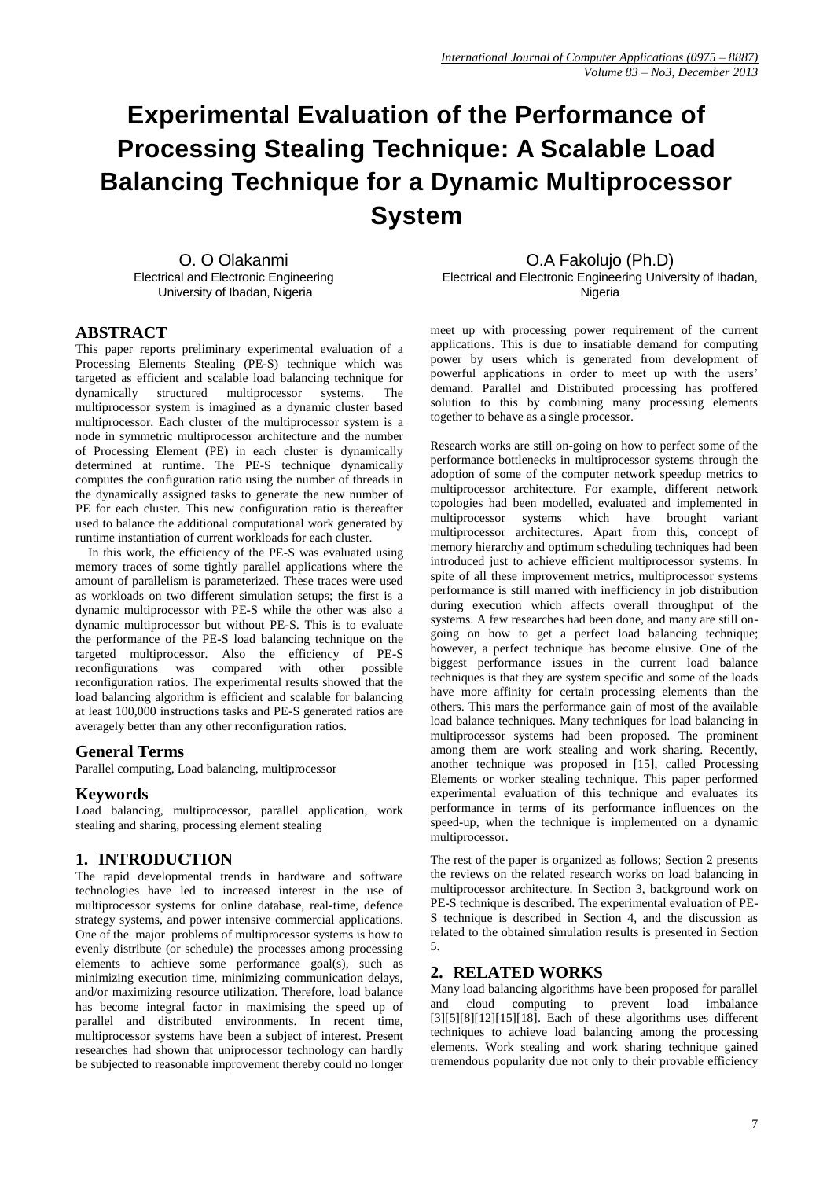# Experimental Evaluation of the Performance of Processing Stealing Technique: A Scalable Load Balancing Technique for a Dynamic Multiprocessor System

O. O Olakanmi
Electrical and Electronic Engineering
University of Ibadan, Nigeria

O.A Fakolujo (Ph.D)
Electrical and Electronic Engineering University of Ibadan, Nigeria

## ABSTRACT

This paper reports preliminary experimental evaluation of a Processing Elements Stealing (PE-S) technique which was targeted as efficient and scalable load balancing technique for dynamically structured multiprocessor systems. The multiprocessor system is imagined as a dynamic cluster based multiprocessor. Each cluster of the multiprocessor system is a node in symmetric multiprocessor architecture and the number of Processing Element (PE) in each cluster is dynamically determined at runtime. The PE-S technique dynamically computes the configuration ratio using the number of threads in the dynamically assigned tasks to generate the new number of PE for each cluster. This new configuration ratio is thereafter used to balance the additional computational work generated by runtime instantiation of current workloads for each cluster.

In this work, the efficiency of the PE-S was evaluated using memory traces of some tightly parallel applications where the amount of parallelism is parameterized. These traces were used as workloads on two different simulation setups; the first is a dynamic multiprocessor with PE-S while the other was also a dynamic multiprocessor but without PE-S. This is to evaluate the performance of the PE-S load balancing technique on the targeted multiprocessor. Also the efficiency of PE-S reconfigurations was compared with other possible reconfiguration ratios. The experimental results showed that the load balancing algorithm is efficient and scalable for balancing at least 100,000 instructions tasks and PE-S generated ratios are averagely better than any other reconfiguration ratios.

### General Terms

Parallel computing, Load balancing, multiprocessor

### Keywords

Load balancing, multiprocessor, parallel application, work stealing and sharing, processing element stealing

## 1. INTRODUCTION

The rapid developmental trends in hardware and software technologies have led to increased interest in the use of multiprocessor systems for online database, real-time, defence strategy systems, and power intensive commercial applications. One of the major problems of multiprocessor systems is how to evenly distribute (or schedule) the processes among processing elements to achieve some performance goal(s), such as minimizing execution time, minimizing communication delays, and/or maximizing resource utilization. Therefore, load balance has become integral factor in maximising the speed up of parallel and distributed environments. In recent time, multiprocessor systems have been a subject of interest. Present researches had shown that uniprocessor technology can hardly be subjected to reasonable improvement thereby could no longer meet up with processing power requirement of the current applications. This is due to insatiable demand for computing power by users which is generated from development of powerful applications in order to meet up with the users' demand. Parallel and Distributed processing has proffered solution to this by combining many processing elements together to behave as a single processor.

Research works are still on-going on how to perfect some of the performance bottlenecks in multiprocessor systems through the adoption of some of the computer network speedup metrics to multiprocessor architecture. For example, different network topologies had been modelled, evaluated and implemented in multiprocessor systems which have brought variant multiprocessor architectures. Apart from this, concept of memory hierarchy and optimum scheduling techniques had been introduced just to achieve efficient multiprocessor systems. In spite of all these improvement metrics, multiprocessor systems performance is still marred with inefficiency in job distribution during execution which affects overall throughput of the systems. A few researches had been done, and many are still on-going on how to get a perfect load balancing technique; however, a perfect technique has become elusive. One of the biggest performance issues in the current load balance techniques is that they are system specific and some of the loads have more affinity for certain processing elements than the others. This mars the performance gain of most of the available load balance techniques. Many techniques for load balancing in multiprocessor systems had been proposed. The prominent among them are work stealing and work sharing. Recently, another technique was proposed in [15], called Processing Elements or worker stealing technique. This paper performed experimental evaluation of this technique and evaluates its performance in terms of its performance influences on the speed-up, when the technique is implemented on a dynamic multiprocessor.

The rest of the paper is organized as follows; Section 2 presents the reviews on the related research works on load balancing in multiprocessor architecture. In Section 3, background work on PE-S technique is described. The experimental evaluation of PE-S technique is described in Section 4, and the discussion as related to the obtained simulation results is presented in Section 5.

## 2. RELATED WORKS

Many load balancing algorithms have been proposed for parallel and cloud computing to prevent load imbalance [3][5][8][12][15][18]. Each of these algorithms uses different techniques to achieve load balancing among the processing elements. Work stealing and work sharing technique gained tremendous popularity due not only to their provable efficiency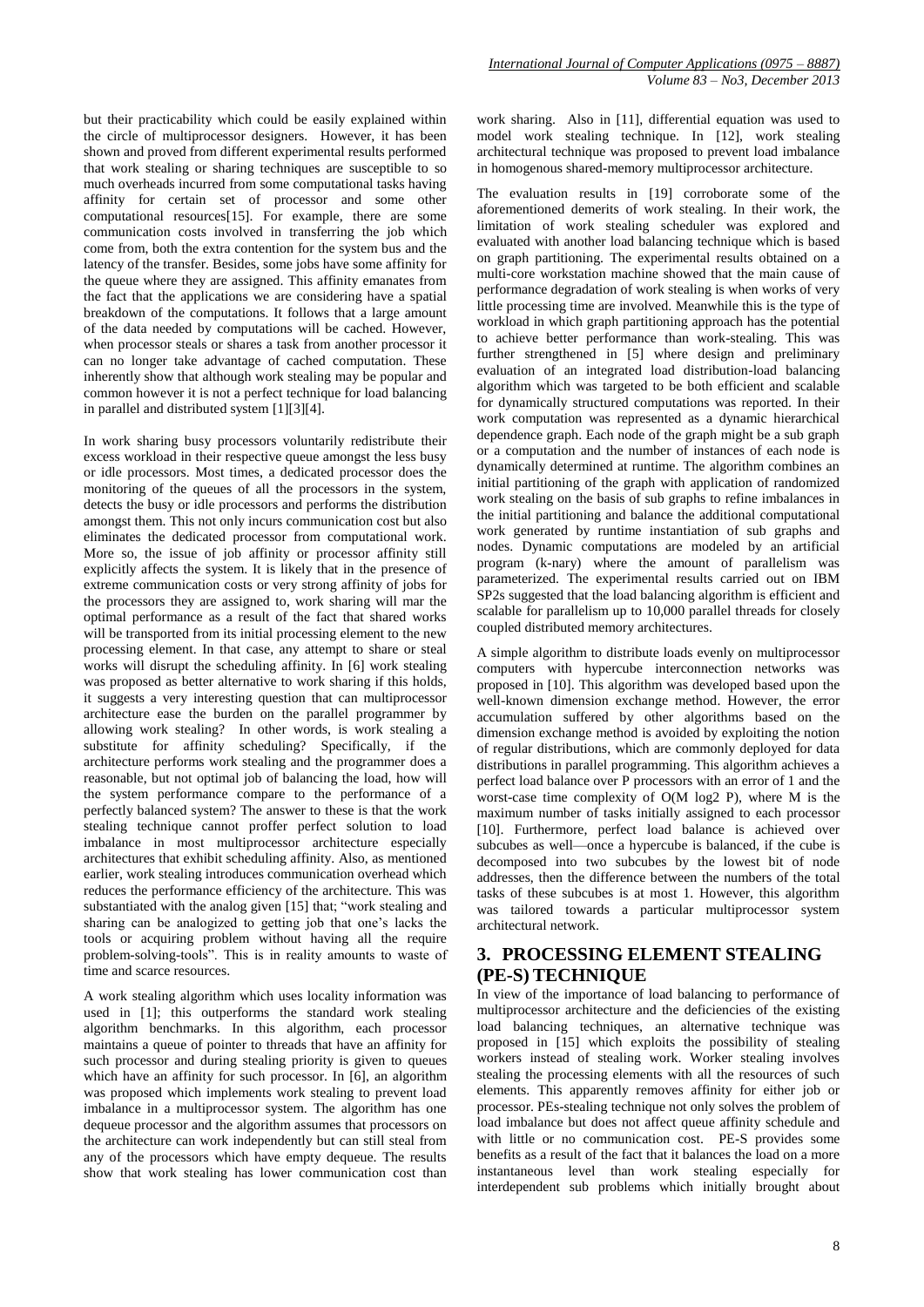but their practicability which could be easily explained within the circle of multiprocessor designers. However, it has been shown and proved from different experimental results performed that work stealing or sharing techniques are susceptible to so much overheads incurred from some computational tasks having affinity for certain set of processor and some other computational resources[15]. For example, there are some communication costs involved in transferring the job which come from, both the extra contention for the system bus and the latency of the transfer. Besides, some jobs have some affinity for the queue where they are assigned. This affinity emanates from the fact that the applications we are considering have a spatial breakdown of the computations. It follows that a large amount of the data needed by computations will be cached. However, when processor steals or shares a task from another processor it can no longer take advantage of cached computation. These inherently show that although work stealing may be popular and common however it is not a perfect technique for load balancing in parallel and distributed system [1][3][4].

In work sharing busy processors voluntarily redistribute their excess workload in their respective queue amongst the less busy or idle processors. Most times, a dedicated processor does the monitoring of the queues of all the processors in the system, detects the busy or idle processors and performs the distribution amongst them. This not only incurs communication cost but also eliminates the dedicated processor from computational work. More so, the issue of job affinity or processor affinity still explicitly affects the system. It is likely that in the presence of extreme communication costs or very strong affinity of jobs for the processors they are assigned to, work sharing will mar the optimal performance as a result of the fact that shared works will be transported from its initial processing element to the new processing element. In that case, any attempt to share or steal works will disrupt the scheduling affinity. In [6] work stealing was proposed as better alternative to work sharing if this holds, it suggests a very interesting question that can multiprocessor architecture ease the burden on the parallel programmer by allowing work stealing? In other words, is work stealing a substitute for affinity scheduling? Specifically, if the architecture performs work stealing and the programmer does a reasonable, but not optimal job of balancing the load, how will the system performance compare to the performance of a perfectly balanced system? The answer to these is that the work stealing technique cannot proffer perfect solution to load imbalance in most multiprocessor architecture especially architectures that exhibit scheduling affinity. Also, as mentioned earlier, work stealing introduces communication overhead which reduces the performance efficiency of the architecture. This was substantiated with the analog given [15] that; "work stealing and sharing can be analogized to getting job that one's lacks the tools or acquiring problem without having all the require problem-solving-tools". This is in reality amounts to waste of time and scarce resources.

A work stealing algorithm which uses locality information was used in [1]; this outperforms the standard work stealing algorithm benchmarks. In this algorithm, each processor maintains a queue of pointer to threads that have an affinity for such processor and during stealing priority is given to queues which have an affinity for such processor. In [6], an algorithm was proposed which implements work stealing to prevent load imbalance in a multiprocessor system. The algorithm has one dequeue processor and the algorithm assumes that processors on the architecture can work independently but can still steal from any of the processors which have empty dequeue. The results show that work stealing has lower communication cost than work sharing. Also in [11], differential equation was used to model work stealing technique. In [12], work stealing architectural technique was proposed to prevent load imbalance in homogenous shared-memory multiprocessor architecture.

The evaluation results in [19] corroborate some of the aforementioned demerits of work stealing. In their work, the limitation of work stealing scheduler was explored and evaluated with another load balancing technique which is based on graph partitioning. The experimental results obtained on a multi-core workstation machine showed that the main cause of performance degradation of work stealing is when works of very little processing time are involved. Meanwhile this is the type of workload in which graph partitioning approach has the potential to achieve better performance than work-stealing. This was further strengthened in [5] where design and preliminary evaluation of an integrated load distribution-load balancing algorithm which was targeted to be both efficient and scalable for dynamically structured computations was reported. In their work computation was represented as a dynamic hierarchical dependence graph. Each node of the graph might be a sub graph or a computation and the number of instances of each node is dynamically determined at runtime. The algorithm combines an initial partitioning of the graph with application of randomized work stealing on the basis of sub graphs to refine imbalances in the initial partitioning and balance the additional computational work generated by runtime instantiation of sub graphs and nodes. Dynamic computations are modeled by an artificial program (k-nary) where the amount of parallelism was parameterized. The experimental results carried out on IBM SP2s suggested that the load balancing algorithm is efficient and scalable for parallelism up to 10,000 parallel threads for closely coupled distributed memory architectures.

A simple algorithm to distribute loads evenly on multiprocessor computers with hypercube interconnection networks was proposed in [10]. This algorithm was developed based upon the well-known dimension exchange method. However, the error accumulation suffered by other algorithms based on the dimension exchange method is avoided by exploiting the notion of regular distributions, which are commonly deployed for data distributions in parallel programming. This algorithm achieves a perfect load balance over P processors with an error of 1 and the worst-case time complexity of $O(M \log_2 P)$, where M is the maximum number of tasks initially assigned to each processor [10]. Furthermore, perfect load balance is achieved over subcubes as well—once a hypercube is balanced, if the cube is decomposed into two subcubes by the lowest bit of node addresses, then the difference between the numbers of the total tasks of these subcubes is at most 1. However, this algorithm was tailored towards a particular multiprocessor system architectural network.

## 3. PROCESSING ELEMENT STEALING (PE-S) TECHNIQUE

In view of the importance of load balancing to performance of multiprocessor architecture and the deficiencies of the existing load balancing techniques, an alternative technique was proposed in [15] which exploits the possibility of stealing workers instead of stealing work. Worker stealing involves stealing the processing elements with all the resources of such elements. This apparently removes affinity for either job or processor. PEs-stealing technique not only solves the problem of load imbalance but does not affect queue affinity schedule and with little or no communication cost. PE-S provides some benefits as a result of the fact that it balances the load on a more instantaneous level than work stealing especially for interdependent sub problems which initially brought about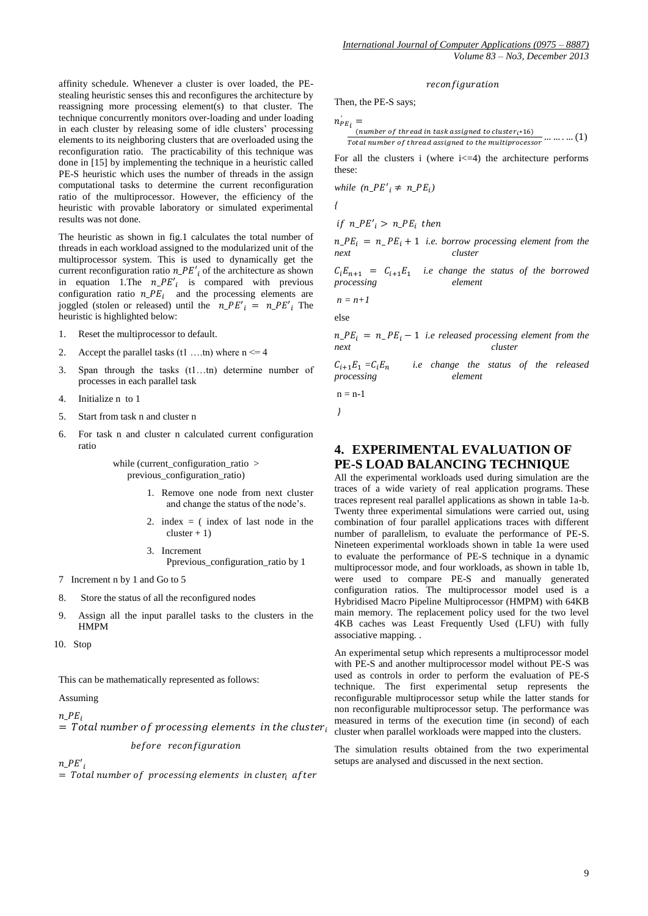affinity schedule. Whenever a cluster is over loaded, the PE-stealing heuristic senses this and reconfigures the architecture by reassigning more processing element(s) to that cluster. The technique concurrently monitors over-loading and under loading in each cluster by releasing some of idle clusters' processing elements to its neighboring clusters that are overloaded using the reconfiguration ratio. The practicability of this technique was done in [15] by implementing the technique in a heuristic called PE-S heuristic which uses the number of threads in the assign computational tasks to determine the current reconfiguration ratio of the multiprocessor. However, the efficiency of the heuristic with provable laboratory or simulated experimental results was not done.

The heuristic as shown in fig.1 calculates the total number of threads in each workload assigned to the modularized unit of the multiprocessor system. This is used to dynamically get the current reconfiguration ratio $n\_PE'_i$ of the architecture as shown in equation 1.The $n\_PE'_i$ is compared with previous configuration ratio $n\_PE_i$ and the processing elements are joggled (stolen or released) until the $n\_PE'_i = n\_PE'_i$ The heuristic is highlighted below:

1. Reset the multiprocessor to default.
2. Accept the parallel tasks (t1 ….tn) where n <= 4
3. Span through the tasks (t1…tn) determine number of processes in each parallel task
4. Initialize n to 1
5. Start from task n and cluster n
6. For task n and cluster n calculated current configuration ratio

   while (current_configuration_ratio > previous_configuration_ratio)

   1. Remove one node from next cluster and change the status of the node's.
   2. index = ( index of last node in the cluster + 1)
   3. Increment Pprevious_configuration_ratio by 1
7. Increment n by 1 and Go to 5
8. Store the status of all the reconfigured nodes
9. Assign all the input parallel tasks to the clusters in the HMPM
10. Stop

This can be mathematically represented as follows:

Assuming

$$n\_PE_i = Total\ number\ of\ processing\ elements\ in\ the\ cluster_i\ before\ reconfiguration$$

$$n\_PE'_i = Total\ number\ of\ processing\ elements\ in\ cluster_i\ after\ reconfiguration$$

Then, the PE-S says;

$$n'_{PE_i} = \frac{(number\ of\ thread\ in\ task\ assigned\ to\ cluster_i * 16)}{Total\ number\ of\ thread\ assigned\ to\ the\ multiprocessor} \quad \ldots\ldots\ldots (1)$$

For all the clusters i (where i<=4) the architecture performs these:

*while* $(n\_PE'_i \neq n\_PE_i)$

*{*

*if* $n\_PE'_i > n\_PE_i$ *then*

$n\_PE_i = n\_PE_i + 1$ *i.e. borrow processing element from the next cluster*

$C_iE_{n+1} = C_{i+1}E_1$ *i.e change the status of the borrowed processing element*

*n = n+1*

else

$n\_PE_i = n\_PE_i - 1$ *i.e released processing element from the next cluster*

$C_{i+1}E_1 = C_iE_n$ *i.e change the status of the released processing element*

n = n-1

*}*

## 4. EXPERIMENTAL EVALUATION OF PE-S LOAD BALANCING TECHNIQUE

All the experimental workloads used during simulation are the traces of a wide variety of real application programs. These traces represent real parallel applications as shown in table 1a-b. Twenty three experimental simulations were carried out, using combination of four parallel applications traces with different number of parallelism, to evaluate the performance of PE-S. Nineteen experimental workloads shown in table 1a were used to evaluate the performance of PE-S technique in a dynamic multiprocessor mode, and four workloads, as shown in table 1b, were used to compare PE-S and manually generated configuration ratios. The multiprocessor model used is a Hybridised Macro Pipeline Multiprocessor (HMPM) with 64KB main memory. The replacement policy used for the two level 4KB caches was Least Frequently Used (LFU) with fully associative mapping. .

An experimental setup which represents a multiprocessor model with PE-S and another multiprocessor model without PE-S was used as controls in order to perform the evaluation of PE-S technique. The first experimental setup represents the reconfigurable multiprocessor setup while the latter stands for non reconfigurable multiprocessor setup. The performance was measured in terms of the execution time (in second) of each cluster when parallel workloads were mapped into the clusters.

The simulation results obtained from the two experimental setups are analysed and discussed in the next section.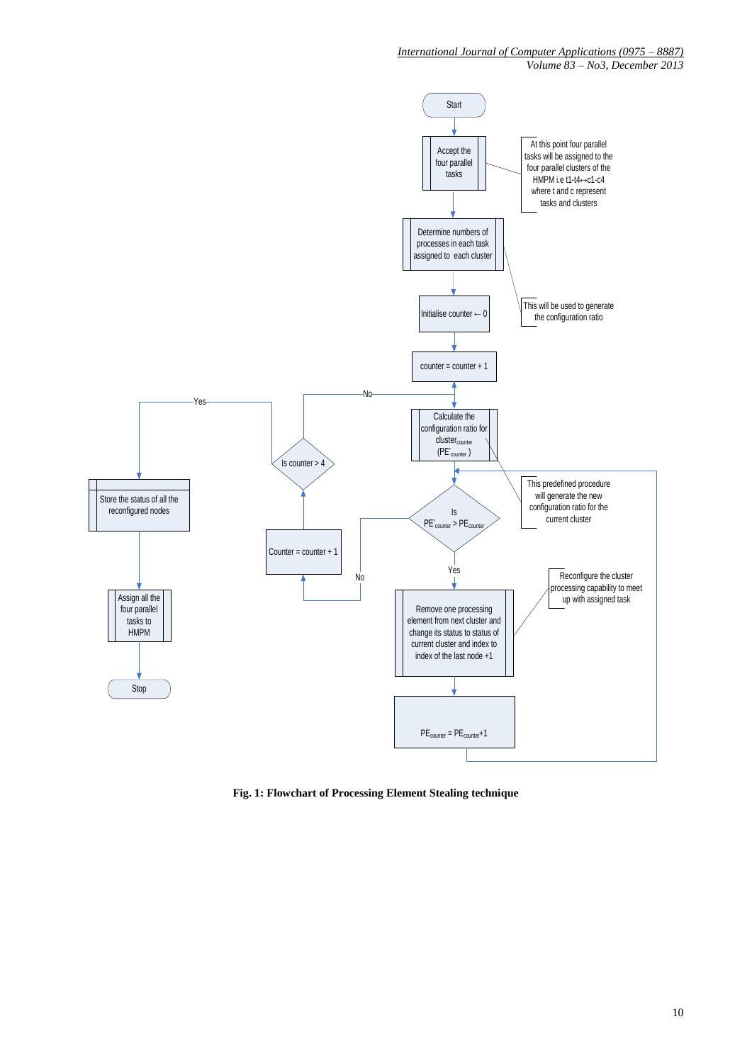Start

Accept the four parallel tasks

At this point four parallel tasks will be assigned to the four parallel clusters of the HMPM i.e t1-t4↔c1-c4 where t and c represent tasks and clusters

Determine numbers of processes in each task assigned to each cluster

This will be used to generate the configuration ratio

Initialise counter ← 0

counter = counter + 1

Calculate the configuration ratio for $cluster_{counter}$ ($PE'_{counter}$)

This predefined procedure will generate the new configuration ratio for the current cluster

Is $PE'_{counter} > PE_{counter}$

Yes

Remove one processing element from next cluster and change its status to status of current cluster and index to index of the last node +1

Reconfigure the cluster processing capability to meet up with assigned task

$PE_{counter} = PE_{counter}+1$

No

Counter = counter + 1

Is counter > 4

No

Yes

Store the status of all the reconfigured nodes

Assign all the four parallel tasks to HMPM

Stop

**Fig. 1: Flowchart of Processing Element Stealing technique**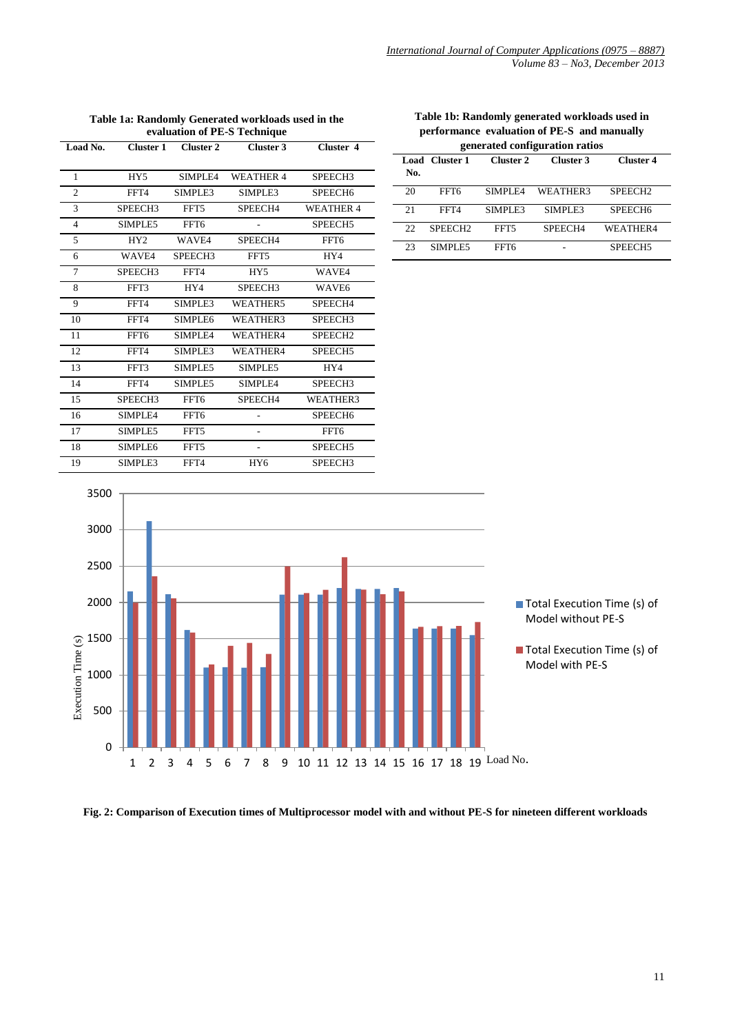**Table 1a: Randomly Generated workloads used in the evaluation of PE-S Technique**

| Load No. | Cluster 1 | Cluster 2 | Cluster 3 | Cluster 4 |
|---|---|---|---|---|
| 1 | HY5 | SIMPLE4 | WEATHER 4 | SPEECH3 |
| 2 | FFT4 | SIMPLE3 | SIMPLE3 | SPEECH6 |
| 3 | SPEECH3 | FFT5 | SPEECH4 | WEATHER 4 |
| 4 | SIMPLE5 | FFT6 | - | SPEECH5 |
| 5 | HY2 | WAVE4 | SPEECH4 | FFT6 |
| 6 | WAVE4 | SPEECH3 | FFT5 | HY4 |
| 7 | SPEECH3 | FFT4 | HY5 | WAVE4 |
| 8 | FFT3 | HY4 | SPEECH3 | WAVE6 |
| 9 | FFT4 | SIMPLE3 | WEATHER5 | SPEECH4 |
| 10 | FFT4 | SIMPLE6 | WEATHER3 | SPEECH3 |
| 11 | FFT6 | SIMPLE4 | WEATHER4 | SPEECH2 |
| 12 | FFT4 | SIMPLE3 | WEATHER4 | SPEECH5 |
| 13 | FFT3 | SIMPLE5 | SIMPLE5 | HY4 |
| 14 | FFT4 | SIMPLE5 | SIMPLE4 | SPEECH3 |
| 15 | SPEECH3 | FFT6 | SPEECH4 | WEATHER3 |
| 16 | SIMPLE4 | FFT6 | - | SPEECH6 |
| 17 | SIMPLE5 | FFT5 | - | FFT6 |
| 18 | SIMPLE6 | FFT5 | - | SPEECH5 |
| 19 | SIMPLE3 | FFT4 | HY6 | SPEECH3 |

**Table 1b: Randomly generated workloads used in performance evaluation of PE-S and manually generated configuration ratios**

| Load No. | Cluster 1 | Cluster 2 | Cluster 3 | Cluster 4 |
|---|---|---|---|---|
| 20 | FFT6 | SIMPLE4 | WEATHER3 | SPEECH2 |
| 21 | FFT4 | SIMPLE3 | SIMPLE3 | SPEECH6 |
| 22 | SPEECH2 | FFT5 | SPEECH4 | WEATHER4 |
| 23 | SIMPLE5 | FFT6 | - | SPEECH5 |

**Fig. 2: Comparison of Execution times of Multiprocessor model with and without PE-S for nineteen different workloads**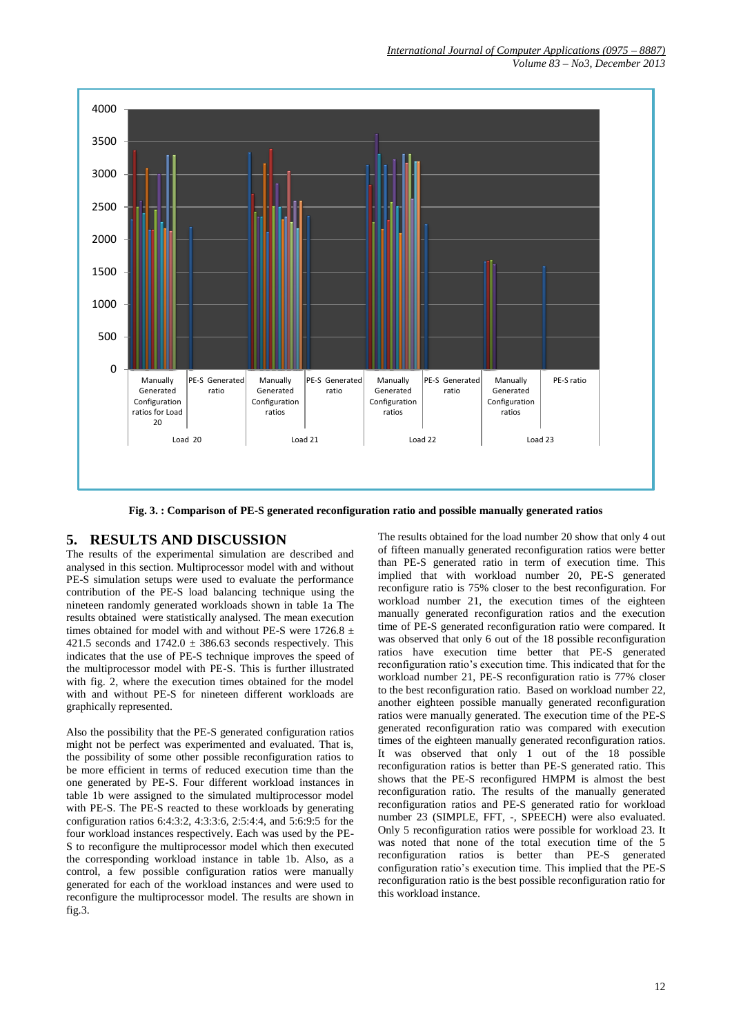Fig. 3. : Comparison of PE-S generated reconfiguration ratio and possible manually generated ratios

## 5. RESULTS AND DISCUSSION

The results of the experimental simulation are described and analysed in this section. Multiprocessor model with and without PE-S simulation setups were used to evaluate the performance contribution of the PE-S load balancing technique using the nineteen randomly generated workloads shown in table 1a The results obtained were statistically analysed. The mean execution times obtained for model with and without PE-S were 1726.8 ± 421.5 seconds and 1742.0 ± 386.63 seconds respectively. This indicates that the use of PE-S technique improves the speed of the multiprocessor model with PE-S. This is further illustrated with fig. 2, where the execution times obtained for the model with and without PE-S for nineteen different workloads are graphically represented.

Also the possibility that the PE-S generated configuration ratios might not be perfect was experimented and evaluated. That is, the possibility of some other possible reconfiguration ratios to be more efficient in terms of reduced execution time than the one generated by PE-S. Four different workload instances in table 1b were assigned to the simulated multiprocessor model with PE-S. The PE-S reacted to these workloads by generating configuration ratios 6:4:3:2, 4:3:3:6, 2:5:4:4, and 5:6:9:5 for the four workload instances respectively. Each was used by the PE-S to reconfigure the multiprocessor model which then executed the corresponding workload instance in table 1b. Also, as a control, a few possible configuration ratios were manually generated for each of the workload instances and were used to reconfigure the multiprocessor model. The results are shown in fig.3.

The results obtained for the load number 20 show that only 4 out of fifteen manually generated reconfiguration ratios were better than PE-S generated ratio in term of execution time. This implied that with workload number 20, PE-S generated reconfigure ratio is 75% closer to the best reconfiguration. For workload number 21, the execution times of the eighteen manually generated reconfiguration ratios and the execution time of PE-S generated reconfiguration ratio were compared. It was observed that only 6 out of the 18 possible reconfiguration ratios have execution time better that PE-S generated reconfiguration ratio's execution time. This indicated that for the workload number 21, PE-S reconfiguration ratio is 77% closer to the best reconfiguration ratio. Based on workload number 22, another eighteen possible manually generated reconfiguration ratios were manually generated. The execution time of the PE-S generated reconfiguration ratio was compared with execution times of the eighteen manually generated reconfiguration ratios. It was observed that only 1 out of the 18 possible reconfiguration ratios is better than PE-S generated ratio. This shows that the PE-S reconfigured HMPM is almost the best reconfiguration ratio. The results of the manually generated reconfiguration ratios and PE-S generated ratio for workload number 23 (SIMPLE, FFT, -, SPEECH) were also evaluated. Only 5 reconfiguration ratios were possible for workload 23. It was noted that none of the total execution time of the 5 reconfiguration ratios is better than PE-S generated configuration ratio's execution time. This implied that the PE-S reconfiguration ratio is the best possible reconfiguration ratio for this workload instance.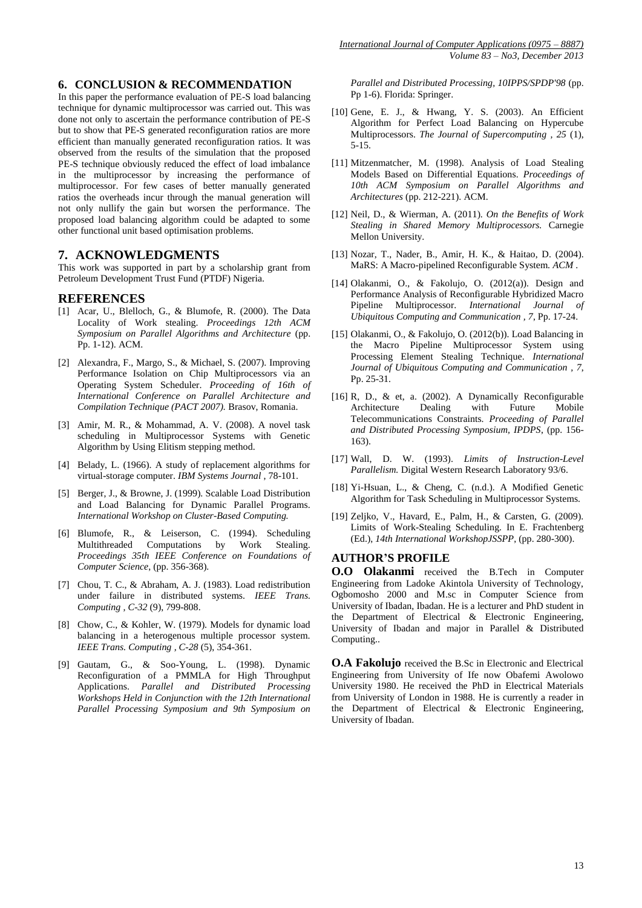## 6. CONCLUSION & RECOMMENDATION

In this paper the performance evaluation of PE-S load balancing technique for dynamic multiprocessor was carried out. This was done not only to ascertain the performance contribution of PE-S but to show that PE-S generated reconfiguration ratios are more efficient than manually generated reconfiguration ratios. It was observed from the results of the simulation that the proposed PE-S technique obviously reduced the effect of load imbalance in the multiprocessor by increasing the performance of multiprocessor. For few cases of better manually generated ratios the overheads incur through the manual generation will not only nullify the gain but worsen the performance. The proposed load balancing algorithm could be adapted to some other functional unit based optimisation problems.

## 7. ACKNOWLEDGMENTS

This work was supported in part by a scholarship grant from Petroleum Development Trust Fund (PTDF) Nigeria.

## REFERENCES

[1] Acar, U., Blelloch, G., & Blumofe, R. (2000). The Data Locality of Work stealing. *Proceedings 12th ACM Symposium on Parallel Algorithms and Architecture* (pp. Pp. 1-12). ACM.

[2] Alexandra, F., Margo, S., & Michael, S. (2007). Improving Performance Isolation on Chip Multiprocessors via an Operating System Scheduler. *Proceeding of 16th of International Conference on Parallel Architecture and Compilation Technique (PACT 2007).* Brasov, Romania.

[3] Amir, M. R., & Mohammad, A. V. (2008). A novel task scheduling in Multiprocessor Systems with Genetic Algorithm by Using Elitism stepping method.

[4] Belady, L. (1966). A study of replacement algorithms for virtual-storage computer. *IBM Systems Journal* , 78-101.

[5] Berger, J., & Browne, J. (1999). Scalable Load Distribution and Load Balancing for Dynamic Parallel Programs. *International Workshop on Cluster-Based Computing.*

[6] Blumofe, R., & Leiserson, C. (1994). Scheduling Multithreaded Computations by Work Stealing. *Proceedings 35th IEEE Conference on Foundations of Computer Science*, (pp. 356-368).

[7] Chou, T. C., & Abraham, A. J. (1983). Load redistribution under failure in distributed systems. *IEEE Trans. Computing , C-32* (9), 799-808.

[8] Chow, C., & Kohler, W. (1979). Models for dynamic load balancing in a heterogenous multiple processor system. *IEEE Trans. Computing , C-28* (5), 354-361.

[9] Gautam, G., & Soo-Young, L. (1998). Dynamic Reconfiguration of a PMMLA for High Throughput Applications. *Parallel and Distributed Processing Workshops Held in Conjunction with the 12th International Parallel Processing Symposium and 9th Symposium on Parallel and Distributed Processing, 10IPPS/SPDP'98* (pp. Pp 1-6). Florida: Springer.

[10] Gene, E. J., & Hwang, Y. S. (2003). An Efficient Algorithm for Perfect Load Balancing on Hypercube Multiprocessors. *The Journal of Supercomputing , 25* (1), 5-15.

[11] Mitzenmatcher, M. (1998). Analysis of Load Stealing Models Based on Differential Equations. *Proceedings of 10th ACM Symposium on Parallel Algorithms and Architectures* (pp. 212-221). ACM.

[12] Neil, D., & Wierman, A. (2011). *On the Benefits of Work Stealing in Shared Memory Multiprocessors.* Carnegie Mellon University.

[13] Nozar, T., Nader, B., Amir, H. K., & Haitao, D. (2004). MaRS: A Macro-pipelined Reconfigurable System. *ACM* .

[14] Olakanmi, O., & Fakolujo, O. (2012(a)). Design and Performance Analysis of Reconfigurable Hybridized Macro Pipeline Multiprocessor. *International Journal of Ubiquitous Computing and Communication , 7*, Pp. 17-24.

[15] Olakanmi, O., & Fakolujo, O. (2012(b)). Load Balancing in the Macro Pipeline Multiprocessor System using Processing Element Stealing Technique. *International Journal of Ubiquitous Computing and Communication , 7*, Pp. 25-31.

[16] R, D., & et, a. (2002). A Dynamically Reconfigurable Architecture Dealing with Future Mobile Telecommunications Constraints. *Proceeding of Parallel and Distributed Processing Symposium, IPDPS*, (pp. 156-163).

[17] Wall, D. W. (1993). *Limits of Instruction-Level Parallelism.* Digital Western Research Laboratory 93/6.

[18] Yi-Hsuan, L., & Cheng, C. (n.d.). A Modified Genetic Algorithm for Task Scheduling in Multiprocessor Systems.

[19] Zeljko, V., Havard, E., Palm, H., & Carsten, G. (2009). Limits of Work-Stealing Scheduling. In E. Frachtenberg (Ed.), *14th International WorkshopJSSPP*, (pp. 280-300).

## AUTHOR'S PROFILE

**O.O Olakanmi** received the B.Tech in Computer Engineering from Ladoke Akintola University of Technology, Ogbomosho 2000 and M.sc in Computer Science from University of Ibadan, Ibadan. He is a lecturer and PhD student in the Department of Electrical & Electronic Engineering, University of Ibadan and major in Parallel & Distributed Computing..

**O.A Fakolujo** received the B.Sc in Electronic and Electrical Engineering from University of Ife now Obafemi Awolowo University 1980. He received the PhD in Electrical Materials from University of London in 1988. He is currently a reader in the Department of Electrical & Electronic Engineering, University of Ibadan.